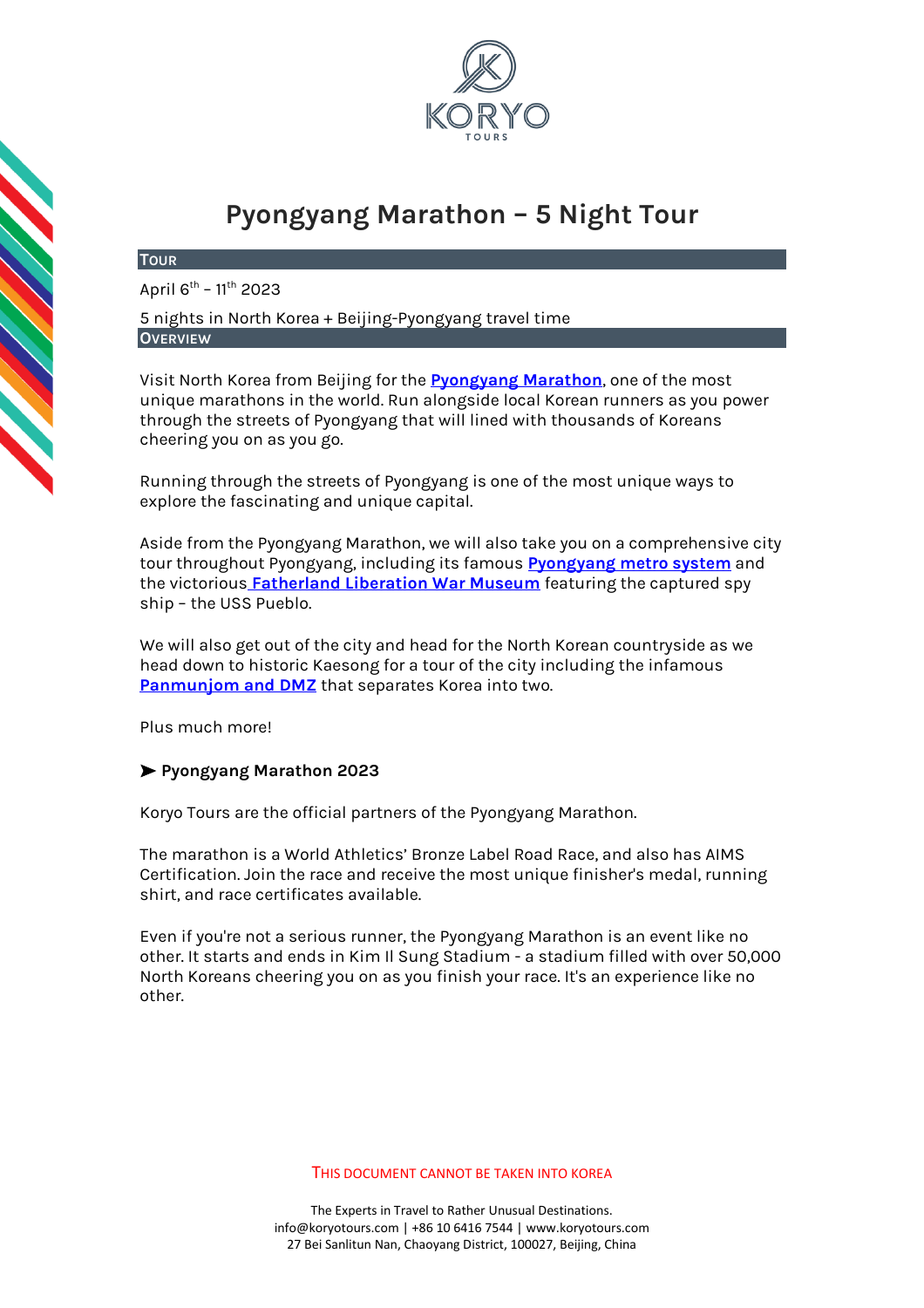# Pyongyang Marathon – 5 Night Tour

## Tour

April 6th – 11th 2023

5 nights in North Korea + Beijing-Pyongyang travel time

## Overview

Visit North Korea from Beijing for the **Pyongyang Marathon**, one of the most unique marathons in the world. Run alongside local Korean runners as you power through the streets of Pyongyang that will lined with thousands of Koreans cheering you on as you go.

Running through the streets of Pyongyang is one of the most unique ways to explore the fascinating and unique capital.

Aside from the Pyongyang Marathon, we will also take you on a comprehensive city tour throughout Pyongyang, including its famous **Pyongyang metro system** and the victorious **Fatherland Liberation War Museum** featuring the captured spy ship – the USS Pueblo.

We will also get out of the city and head for the North Korean countryside as we head down to historic Kaesong for a tour of the city including the infamous **Panmunjom and DMZ** that separates Korea into two.

Plus much more!

### ➤ Pyongyang Marathon 2023

Koryo Tours are the official partners of the Pyongyang Marathon.

The marathon is a World Athletics' Bronze Label Road Race, and also has AIMS Certification. Join the race and receive the most unique finisher's medal, running shirt, and race certificates available.

Even if you're not a serious runner, the Pyongyang Marathon is an event like no other. It starts and ends in Kim Il Sung Stadium - a stadium filled with over 50,000 North Koreans cheering you on as you finish your race. It's an experience like no other.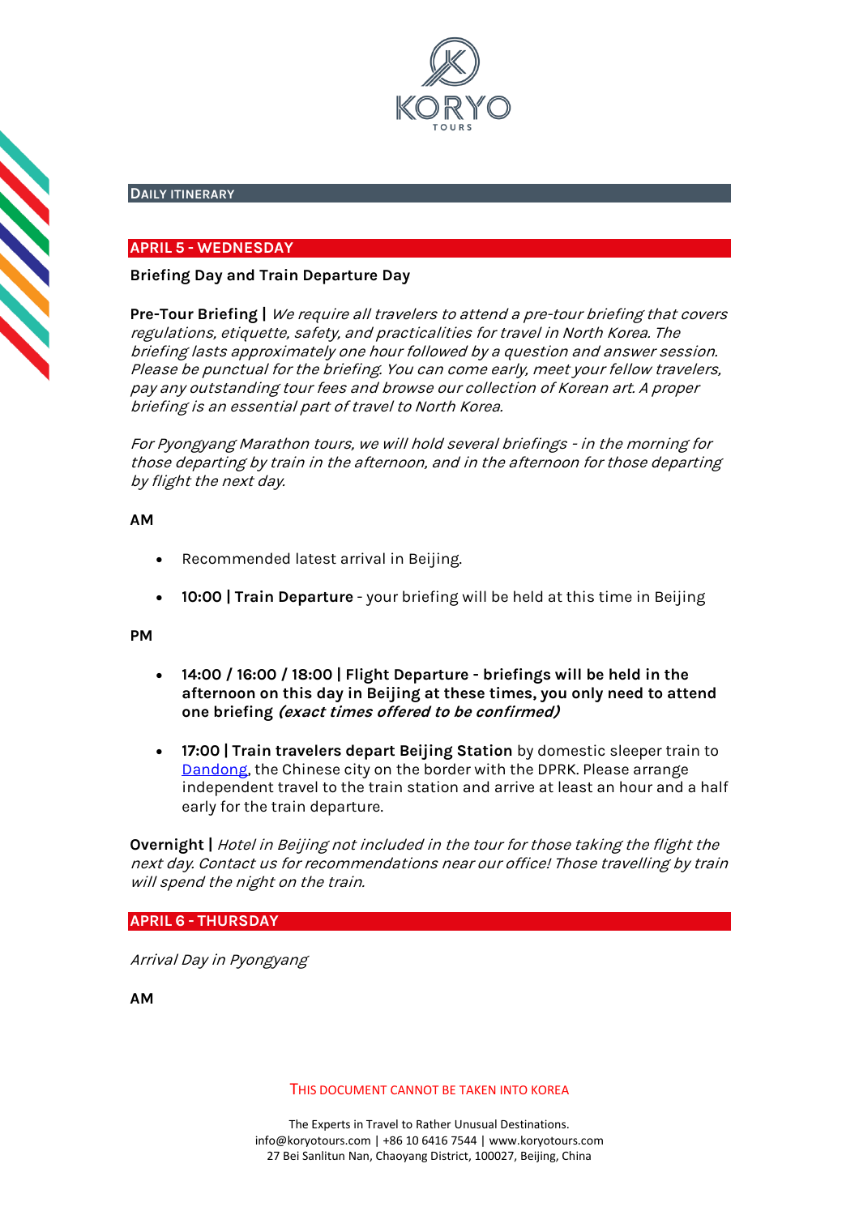## Daily itinerary

### APRIL 5 - WEDNESDAY

**Briefing Day and Train Departure Day**

**Pre-Tour Briefing |** *We require all travelers to attend a pre-tour briefing that covers regulations, etiquette, safety, and practicalities for travel in North Korea. The briefing lasts approximately one hour followed by a question and answer session. Please be punctual for the briefing. You can come early, meet your fellow travelers, pay any outstanding tour fees and browse our collection of Korean art. A proper briefing is an essential part of travel to North Korea.*

*For Pyongyang Marathon tours, we will hold several briefings - in the morning for those departing by train in the afternoon, and in the afternoon for those departing by flight the next day.*

**AM**

- Recommended latest arrival in Beijing.
- **10:00 | Train Departure** - your briefing will be held at this time in Beijing

**PM**

- **14:00 / 16:00 / 18:00 | Flight Departure - briefings will be held in the afternoon on this day in Beijing at these times, you only need to attend one briefing *(exact times offered to be confirmed)***
- **17:00 | Train travelers depart Beijing Station** by domestic sleeper train to [Dandong](), the Chinese city on the border with the DPRK. Please arrange independent travel to the train station and arrive at least an hour and a half early for the train departure.

**Overnight |** *Hotel in Beijing not included in the tour for those taking the flight the next day. Contact us for recommendations near our office! Those travelling by train will spend the night on the train.*

### APRIL 6 - THURSDAY

*Arrival Day in Pyongyang*

**AM**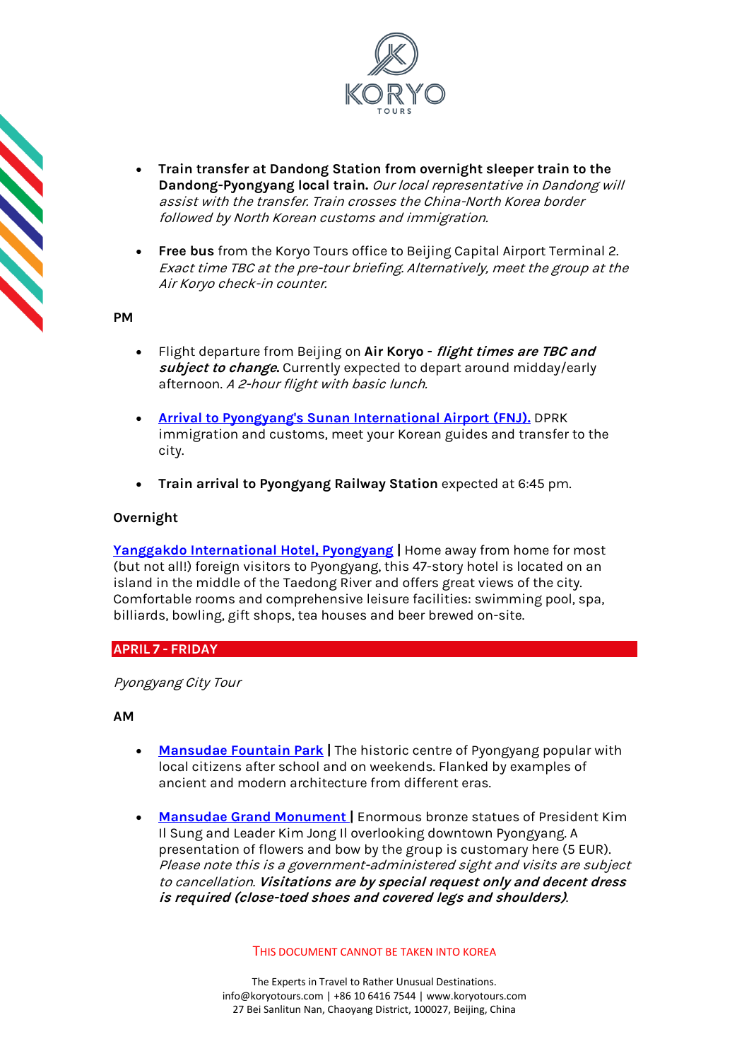- **Train transfer at Dandong Station from overnight sleeper train to the Dandong-Pyongyang local train.** *Our local representative in Dandong will assist with the transfer. Train crosses the China-North Korea border followed by North Korean customs and immigration.*

- **Free bus** from the Koryo Tours office to Beijing Capital Airport Terminal 2. *Exact time TBC at the pre-tour briefing. Alternatively, meet the group at the Air Koryo check-in counter.*

**PM**

- Flight departure from Beijing on **Air Koryo - *flight times are TBC and subject to change.*** Currently expected to depart around midday/early afternoon. *A 2-hour flight with basic lunch.*

- [Arrival to Pyongyang's Sunan International Airport (FNJ).](#) DPRK immigration and customs, meet your Korean guides and transfer to the city.

- **Train arrival to Pyongyang Railway Station** expected at 6:45 pm.

**Overnight**

[Yanggakdo International Hotel, Pyongyang](#) **|** Home away from home for most (but not all!) foreign visitors to Pyongyang, this 47-story hotel is located on an island in the middle of the Taedong River and offers great views of the city. Comfortable rooms and comprehensive leisure facilities: swimming pool, spa, billiards, bowling, gift shops, tea houses and beer brewed on-site.

## APRIL 7 - FRIDAY

*Pyongyang City Tour*

**AM**

- [Mansudae Fountain Park](#) **|** The historic centre of Pyongyang popular with local citizens after school and on weekends. Flanked by examples of ancient and modern architecture from different eras.

- [Mansudae Grand Monument](#) **|** Enormous bronze statues of President Kim Il Sung and Leader Kim Jong Il overlooking downtown Pyongyang. A presentation of flowers and bow by the group is customary here (5 EUR). *Please note this is a government-administered sight and visits are subject to cancellation.* ***Visitations are by special request only and decent dress is required (close-toed shoes and covered legs and shoulders)***.

THIS DOCUMENT CANNOT BE TAKEN INTO KOREA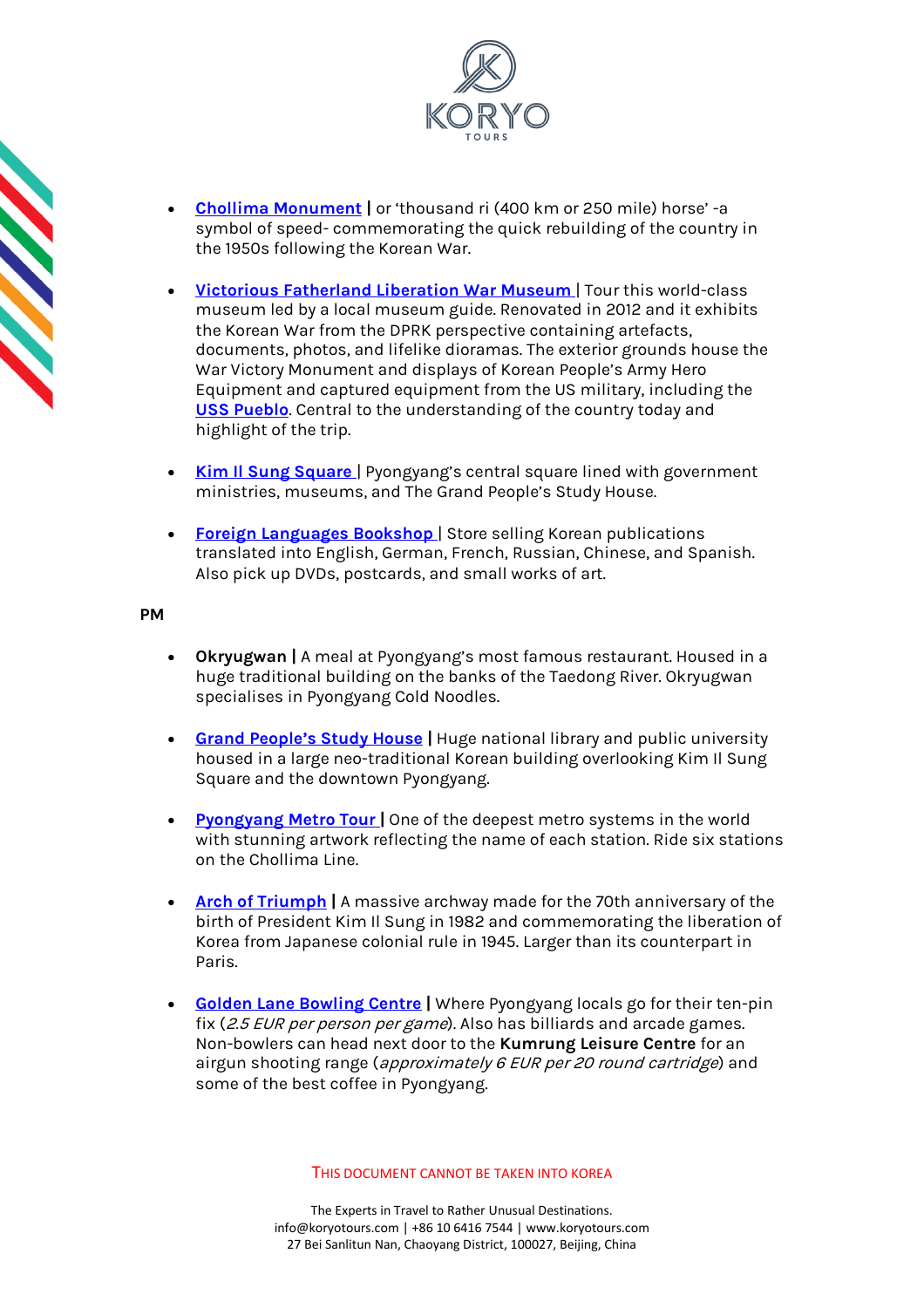- **Chollima Monument** | or 'thousand ri (400 km or 250 mile) horse' -a symbol of speed- commemorating the quick rebuilding of the country in the 1950s following the Korean War.

- **Victorious Fatherland Liberation War Museum** | Tour this world-class museum led by a local museum guide. Renovated in 2012 and it exhibits the Korean War from the DPRK perspective containing artefacts, documents, photos, and lifelike dioramas. The exterior grounds house the War Victory Monument and displays of Korean People's Army Hero Equipment and captured equipment from the US military, including the USS Pueblo. Central to the understanding of the country today and highlight of the trip.

- **Kim Il Sung Square** | Pyongyang's central square lined with government ministries, museums, and The Grand People's Study House.

- **Foreign Languages Bookshop** | Store selling Korean publications translated into English, German, French, Russian, Chinese, and Spanish. Also pick up DVDs, postcards, and small works of art.

**PM**

- **Okryugwan** | A meal at Pyongyang's most famous restaurant. Housed in a huge traditional building on the banks of the Taedong River. Okryugwan specialises in Pyongyang Cold Noodles.

- **Grand People's Study House** | Huge national library and public university housed in a large neo-traditional Korean building overlooking Kim Il Sung Square and the downtown Pyongyang.

- **Pyongyang Metro Tour** | One of the deepest metro systems in the world with stunning artwork reflecting the name of each station. Ride six stations on the Chollima Line.

- **Arch of Triumph** | A massive archway made for the 70th anniversary of the birth of President Kim Il Sung in 1982 and commemorating the liberation of Korea from Japanese colonial rule in 1945. Larger than its counterpart in Paris.

- **Golden Lane Bowling Centre** | Where Pyongyang locals go for their ten-pin fix (*2.5 EUR per person per game*). Also has billiards and arcade games. Non-bowlers can head next door to the **Kumrung Leisure Centre** for an airgun shooting range (*approximately 6 EUR per 20 round cartridge*) and some of the best coffee in Pyongyang.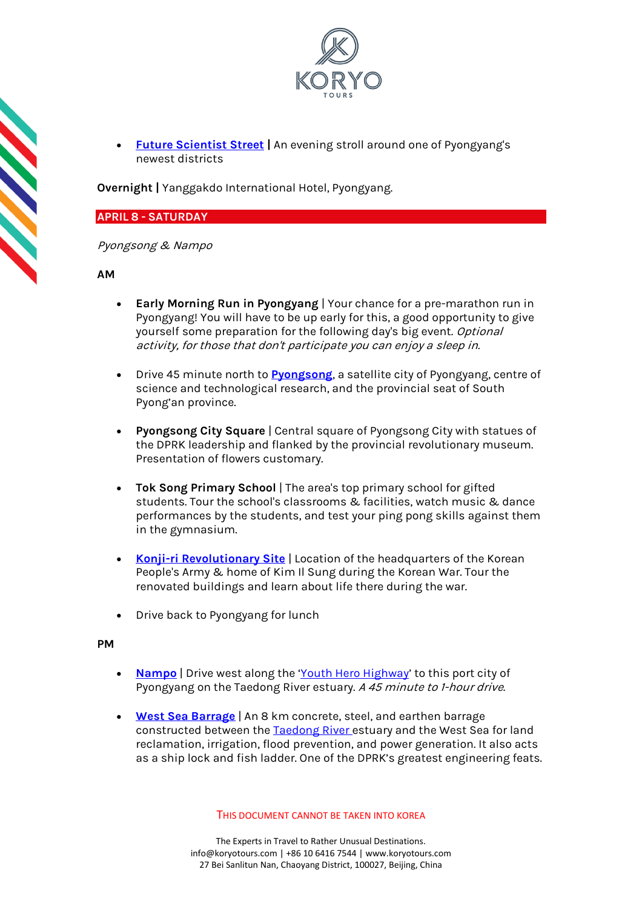- **Future Scientist Street |** An evening stroll around one of Pyongyang's newest districts

**Overnight |** Yanggakdo International Hotel, Pyongyang.

## APRIL 8 - SATURDAY

*Pyongsong & Nampo*

**AM**

- **Early Morning Run in Pyongyang** | Your chance for a pre-marathon run in Pyongyang! You will have to be up early for this, a good opportunity to give yourself some preparation for the following day's big event. *Optional activity, for those that don't participate you can enjoy a sleep in.*

- Drive 45 minute north to **Pyongsong**, a satellite city of Pyongyang, centre of science and technological research, and the provincial seat of South Pyong'an province.

- **Pyongsong City Square** | Central square of Pyongsong City with statues of the DPRK leadership and flanked by the provincial revolutionary museum. Presentation of flowers customary.

- **Tok Song Primary School** | The area's top primary school for gifted students. Tour the school's classrooms & facilities, watch music & dance performances by the students, and test your ping pong skills against them in the gymnasium.

- **Konji-ri Revolutionary Site** | Location of the headquarters of the Korean People's Army & home of Kim Il Sung during the Korean War. Tour the renovated buildings and learn about life there during the war.

- Drive back to Pyongyang for lunch

**PM**

- **Nampo** | Drive west along the 'Youth Hero Highway' to this port city of Pyongyang on the Taedong River estuary. *A 45 minute to 1-hour drive.*

- **West Sea Barrage** | An 8 km concrete, steel, and earthen barrage constructed between the Taedong River estuary and the West Sea for land reclamation, irrigation, flood prevention, and power generation. It also acts as a ship lock and fish ladder. One of the DPRK's greatest engineering feats.

THIS DOCUMENT CANNOT BE TAKEN INTO KOREA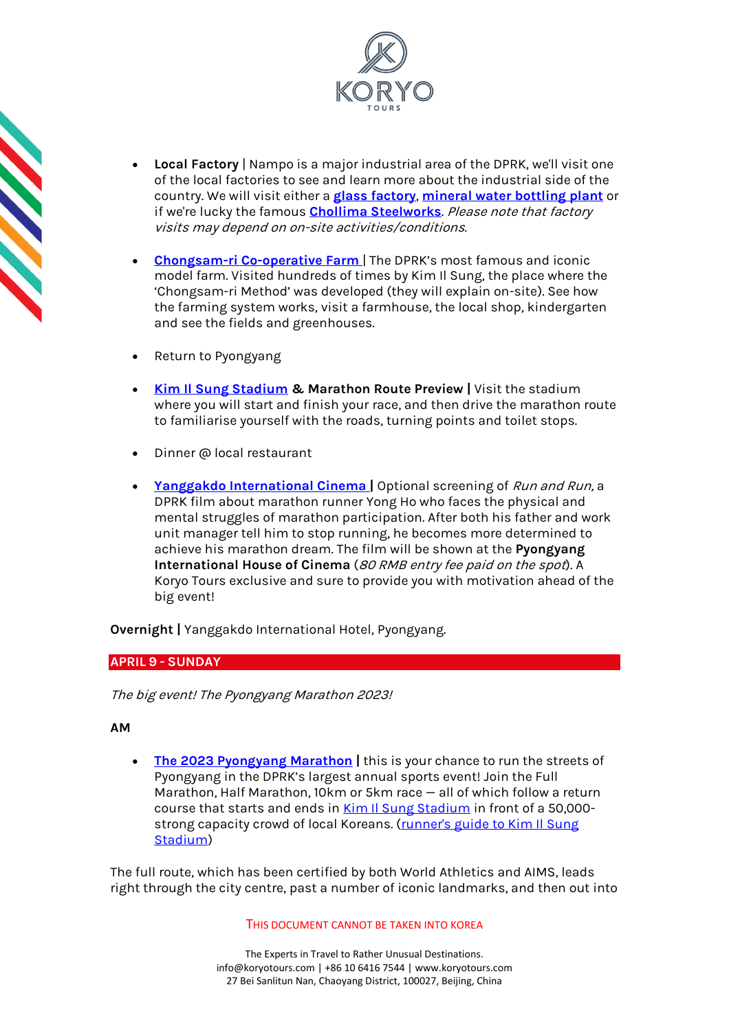- **Local Factory** | Nampo is a major industrial area of the DPRK, we'll visit one of the local factories to see and learn more about the industrial side of the country. We will visit either a **glass factory**, **mineral water bottling plant** or if we're lucky the famous **Chollima Steelworks**. *Please note that factory visits may depend on on-site activities/conditions.*

- **Chongsam-ri Co-operative Farm** | The DPRK's most famous and iconic model farm. Visited hundreds of times by Kim Il Sung, the place where the 'Chongsam-ri Method' was developed (they will explain on-site). See how the farming system works, visit a farmhouse, the local shop, kindergarten and see the fields and greenhouses.

- Return to Pyongyang

- **Kim Il Sung Stadium & Marathon Route Preview |** Visit the stadium where you will start and finish your race, and then drive the marathon route to familiarise yourself with the roads, turning points and toilet stops.

- Dinner @ local restaurant

- **Yanggakdo International Cinema |** Optional screening of *Run and Run,* a DPRK film about marathon runner Yong Ho who faces the physical and mental struggles of marathon participation. After both his father and work unit manager tell him to stop running, he becomes more determined to achieve his marathon dream. The film will be shown at the **Pyongyang International House of Cinema** (*80 RMB entry fee paid on the spot*). A Koryo Tours exclusive and sure to provide you with motivation ahead of the big event!

**Overnight |** Yanggakdo International Hotel, Pyongyang.

## APRIL 9 - SUNDAY

*The big event! The Pyongyang Marathon 2023!*

**AM**

- **The 2023 Pyongyang Marathon |** this is your chance to run the streets of Pyongyang in the DPRK's largest annual sports event! Join the Full Marathon, Half Marathon, 10km or 5km race — all of which follow a return course that starts and ends in Kim Il Sung Stadium in front of a 50,000-strong capacity crowd of local Koreans. (runner's guide to Kim Il Sung Stadium)

The full route, which has been certified by both World Athletics and AIMS, leads right through the city centre, past a number of iconic landmarks, and then out into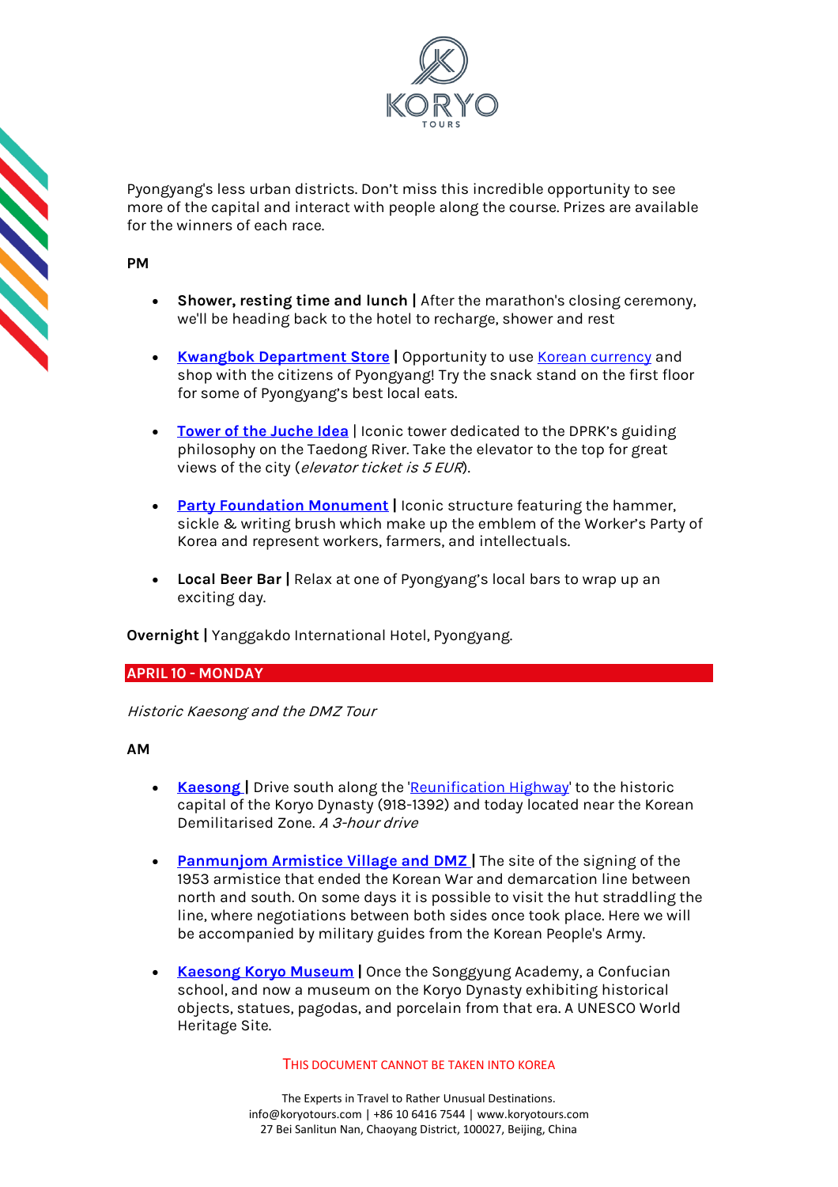Pyongyang's less urban districts. Don't miss this incredible opportunity to see more of the capital and interact with people along the course. Prizes are available for the winners of each race.

**PM**

- **Shower, resting time and lunch |** After the marathon's closing ceremony, we'll be heading back to the hotel to recharge, shower and rest

- **Kwangbok Department Store |** Opportunity to use Korean currency and shop with the citizens of Pyongyang! Try the snack stand on the first floor for some of Pyongyang's best local eats.

- **Tower of the Juche Idea** | Iconic tower dedicated to the DPRK's guiding philosophy on the Taedong River. Take the elevator to the top for great views of the city (*elevator ticket is 5 EUR*).

- **Party Foundation Monument |** Iconic structure featuring the hammer, sickle & writing brush which make up the emblem of the Worker's Party of Korea and represent workers, farmers, and intellectuals.

- **Local Beer Bar |** Relax at one of Pyongyang's local bars to wrap up an exciting day.

**Overnight |** Yanggakdo International Hotel, Pyongyang.

## APRIL 10 - MONDAY

*Historic Kaesong and the DMZ Tour*

**AM**

- **Kaesong |** Drive south along the 'Reunification Highway' to the historic capital of the Koryo Dynasty (918-1392) and today located near the Korean Demilitarised Zone. *A 3-hour drive*

- **Panmunjom Armistice Village and DMZ |** The site of the signing of the 1953 armistice that ended the Korean War and demarcation line between north and south. On some days it is possible to visit the hut straddling the line, where negotiations between both sides once took place. Here we will be accompanied by military guides from the Korean People's Army.

- **Kaesong Koryo Museum |** Once the Songgyung Academy, a Confucian school, and now a museum on the Koryo Dynasty exhibiting historical objects, statues, pagodas, and porcelain from that era. A UNESCO World Heritage Site.

THIS DOCUMENT CANNOT BE TAKEN INTO KOREA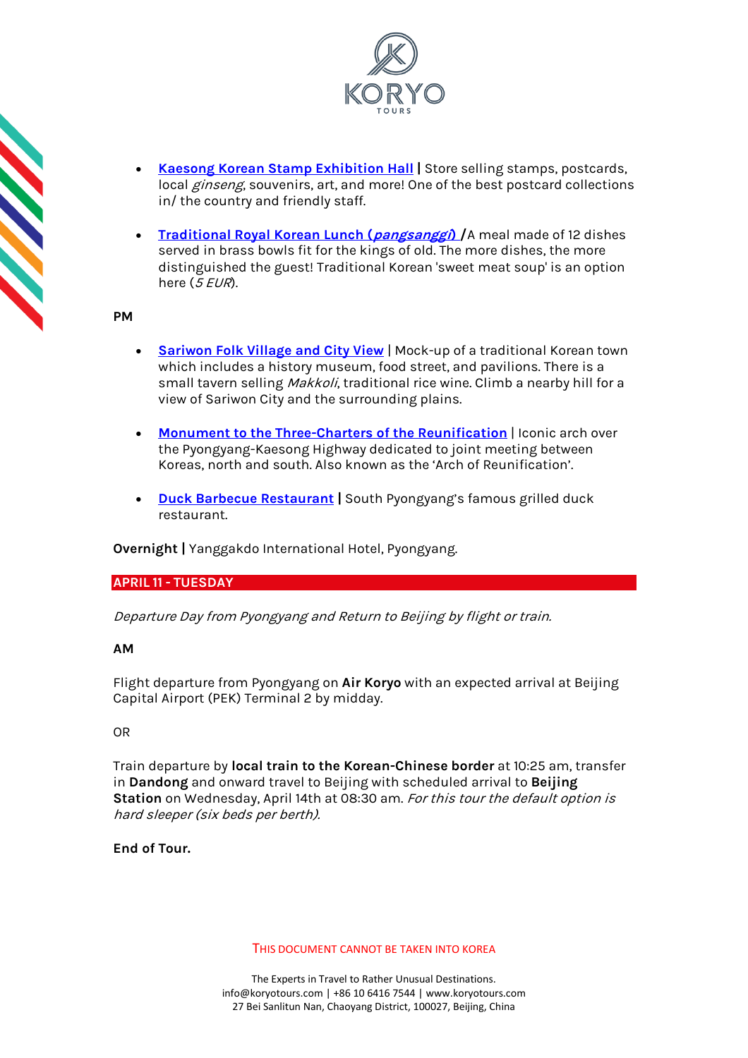- **Kaesong Korean Stamp Exhibition Hall |** Store selling stamps, postcards, local *ginseng*, souvenirs, art, and more! One of the best postcard collections in/ the country and friendly staff.

- **Traditional Royal Korean Lunch (*pangsanggi*) /** A meal made of 12 dishes served in brass bowls fit for the kings of old. The more dishes, the more distinguished the guest! Traditional Korean 'sweet meat soup' is an option here (*5 EUR*).

**PM**

- **Sariwon Folk Village and City View** | Mock-up of a traditional Korean town which includes a history museum, food street, and pavilions. There is a small tavern selling *Makkoli*, traditional rice wine. Climb a nearby hill for a view of Sariwon City and the surrounding plains.

- **Monument to the Three-Charters of the Reunification** | Iconic arch over the Pyongyang-Kaesong Highway dedicated to joint meeting between Koreas, north and south. Also known as the 'Arch of Reunification'.

- **Duck Barbecue Restaurant |** South Pyongyang's famous grilled duck restaurant.

**Overnight |** Yanggakdo International Hotel, Pyongyang.

## APRIL 11 - TUESDAY

*Departure Day from Pyongyang and Return to Beijing by flight or train.*

**AM**

Flight departure from Pyongyang on **Air Koryo** with an expected arrival at Beijing Capital Airport (PEK) Terminal 2 by midday.

OR

Train departure by **local train to the Korean-Chinese border** at 10:25 am, transfer in **Dandong** and onward travel to Beijing with scheduled arrival to **Beijing Station** on Wednesday, April 14th at 08:30 am. *For this tour the default option is hard sleeper (six beds per berth).*

**End of Tour.**

THIS DOCUMENT CANNOT BE TAKEN INTO KOREA